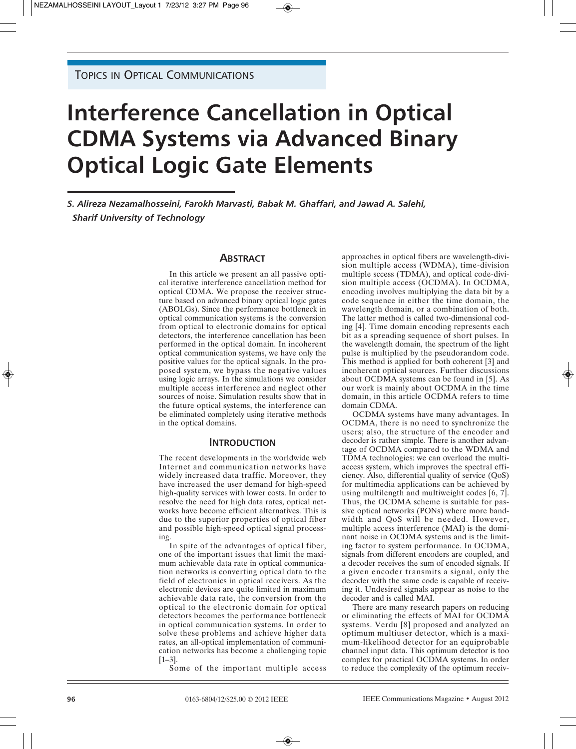TOPICS IN OPTICAL COMMUNICATIONS

# Interference Cancellation in Optical CDMA Systems via Advanced Binary Optical Logic Gate Elements

*S. Alireza Nezamalhosseini, Farokh Marvasti, Babak M. Ghaffari, and Jawad A. Salehi, Sharif University of Technology*

## ABSTRACT

In this article we present an all passive optical iterative interference cancellation method for optical CDMA. We propose the receiver structure based on advanced binary optical logic gates (ABOLGs). Since the performance bottleneck in optical communication systems is the conversion from optical to electronic domains for optical detectors, the interference cancellation has been performed in the optical domain. In incoherent optical communication systems, we have only the positive values for the optical signals. In the proposed system, we bypass the negative values using logic arrays. In the simulations we consider multiple access interference and neglect other sources of noise. Simulation results show that in the future optical systems, the interference can be eliminated completely using iterative methods in the optical domains.

## INTRODUCTION

The recent developments in the worldwide web Internet and communication networks have widely increased data traffic. Moreover, they have increased the user demand for high-speed high-quality services with lower costs. In order to resolve the need for high data rates, optical networks have become efficient alternatives. This is due to the superior properties of optical fiber and possible high-speed optical signal processing.

In spite of the advantages of optical fiber, one of the important issues that limit the maximum achievable data rate in optical communication networks is converting optical data to the field of electronics in optical receivers. As the electronic devices are quite limited in maximum achievable data rate, the conversion from the optical to the electronic domain for optical detectors becomes the performance bottleneck in optical communication systems. In order to solve these problems and achieve higher data rates, an all-optical implementation of communication networks has become a challenging topic [1–3].

Some of the important multiple access approaches in optical fibers are wavelength-division multiple access (WDMA), time-division multiple sccess (TDMA), and optical code-division multiple access (OCDMA). In OCDMA, encoding involves multiplying the data bit by a code sequence in either the time domain, the wavelength domain, or a combination of both. The latter method is called two-dimensional coding [4]. Time domain encoding represents each bit as a spreading sequence of short pulses. In the wavelength domain, the spectrum of the light pulse is multiplied by the pseudorandom code. This method is applied for both coherent [3] and incoherent optical sources. Further discussions about OCDMA systems can be found in [5]. As our work is mainly about OCDMA in the time domain, in this article OCDMA refers to time domain CDMA.

OCDMA systems have many advantages. In OCDMA, there is no need to synchronize the users; also, the structure of the encoder and decoder is rather simple. There is another advantage of OCDMA compared to the WDMA and TDMA technologies: we can overload the multiaccess system, which improves the spectral efficiency. Also, differential quality of service (QoS) for multimedia applications can be achieved by using multilength and multiweight codes [6, 7]. Thus, the OCDMA scheme is suitable for passive optical networks (PONs) where more bandwidth and QoS will be needed. However, multiple access interference (MAI) is the dominant noise in OCDMA systems and is the limiting factor to system performance. In OCDMA, signals from different encoders are coupled, and a decoder receives the sum of encoded signals. If a given encoder transmits a signal, only the decoder with the same code is capable of receiving it. Undesired signals appear as noise to the decoder and is called MAI.

There are many research papers on reducing or eliminating the effects of MAI for OCDMA systems. Verdu [8] proposed and analyzed an optimum multiuser detector, which is a maximum-likelihood detector for an equiprobable channel input data. This optimum detector is too complex for practical OCDMA systems. In order to reduce the complexity of the optimum receiv-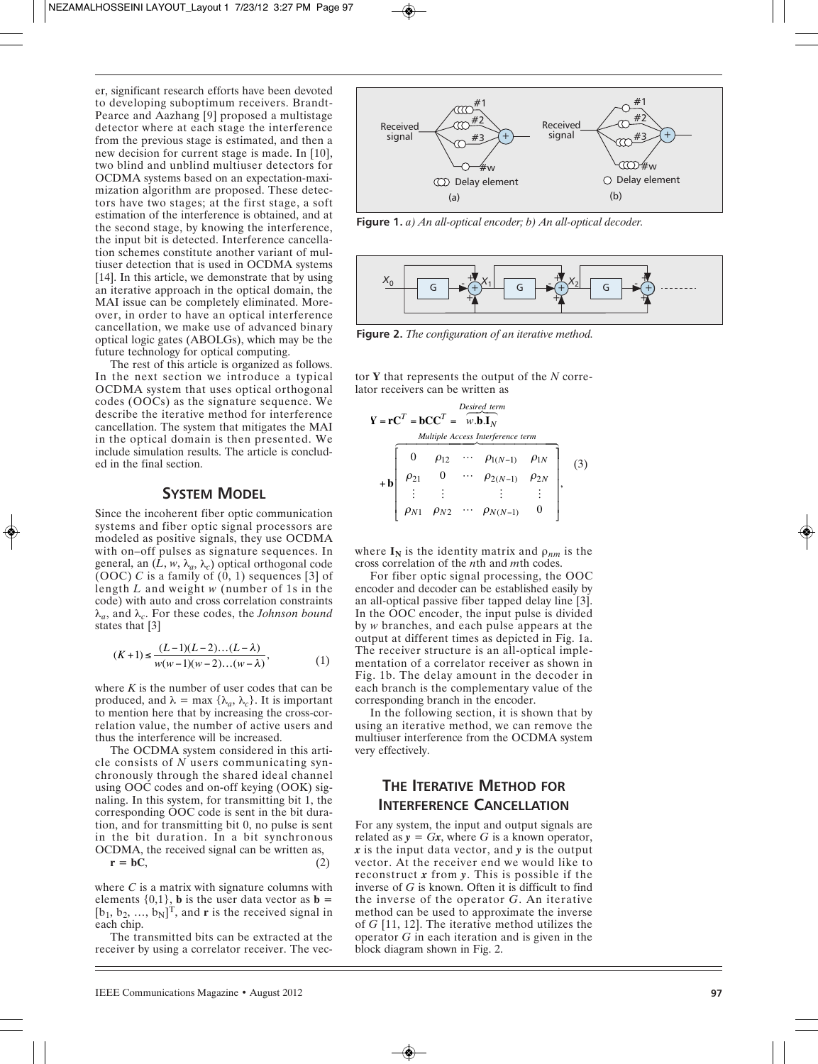er, significant research efforts have been devoted to developing suboptimum receivers. Brandt-Pearce and Aazhang [9] proposed a multistage detector where at each stage the interference from the previous stage is estimated, and then a new decision for current stage is made. In [10], two blind and unblind multiuser detectors for OCDMA systems based on an expectation-maximization algorithm are proposed. These detectors have two stages; at the first stage, a soft estimation of the interference is obtained, and at the second stage, by knowing the interference, the input bit is detected. Interference cancellation schemes constitute another variant of multiuser detection that is used in OCDMA systems [14]. In this article, we demonstrate that by using an iterative approach in the optical domain, the MAI issue can be completely eliminated. Moreover, in order to have an optical interference cancellation, we make use of advanced binary optical logic gates (ABOLGs), which may be the future technology for optical computing.

The rest of this article is organized as follows. In the next section we introduce a typical OCDMA system that uses optical orthogonal codes (OOCs) as the signature sequence. We describe the iterative method for interference cancellation. The system that mitigates the MAI in the optical domain is then presented. We include simulation results. The article is concluded in the final section.

## System Model

Since the incoherent fiber optic communication systems and fiber optic signal processors are modeled as positive signals, they use OCDMA with on–off pulses as signature sequences. In general, an $(L, w, \lambda_a, \lambda_c)$ optical orthogonal code (OOC) $C$ is a family of (0, 1) sequences [3] of length $L$ and weight $w$ (number of 1s in the code) with auto and cross correlation constraints $\lambda_a$, and $\lambda_c$. For these codes, the *Johnson bound* states that [3]

$$(K+1) \leq \frac{(L-1)(L-2)\ldots(L-\lambda)}{w(w-1)(w-2)\ldots(w-\lambda)}, \tag{1}$$

where $K$ is the number of user codes that can be produced, and $\lambda = \max\{\lambda_a, \lambda_c\}$. It is important to mention here that by increasing the cross-correlation value, the number of active users and thus the interference will be increased.

The OCDMA system considered in this article consists of $N$ users communicating synchronously through the shared ideal channel using OOC codes and on-off keying (OOK) signaling. In this system, for transmitting bit 1, the corresponding OOC code is sent in the bit duration, and for transmitting bit 0, no pulse is sent in the bit duration. In a bit synchronous OCDMA, the received signal can be written as,

$$\mathbf{r} = \mathbf{b}\mathbf{C}, \tag{2}$$

where $C$ is a matrix with signature columns with elements {0,1}, $\mathbf{b}$ is the user data vector as $\mathbf{b} = [b_1, b_2, \ldots, b_N]^T$, and $\mathbf{r}$ is the received signal in each chip.

The transmitted bits can be extracted at the receiver by using a correlator receiver. The vector $\mathbf{Y}$ that represents the output of the $N$ correlator receivers can be written as

$$\mathbf{Y} = \mathbf{r}\mathbf{C}^T = \mathbf{b}\mathbf{C}\mathbf{C}^T = \overbrace{w.\mathbf{b}.\mathbf{I}_N}^{\text{Desired term}} + \mathbf{b}\overbrace{\begin{bmatrix} 0 & \rho_{12} & \cdots & \rho_{1(N-1)} & \rho_{1N} \\ \rho_{21} & 0 & \cdots & \rho_{2(N-1)} & \rho_{2N} \\ \vdots & \vdots & & \vdots & \vdots \\ \rho_{N1} & \rho_{N2} & \cdots & \rho_{N(N-1)} & 0 \end{bmatrix}}^{\text{Multiple Access Interference term}}, \tag{3}$$

where $\mathbf{I_N}$ is the identity matrix and $\rho_{nm}$ is the cross correlation of the $n$th and $m$th codes.

For fiber optic signal processing, the OOC encoder and decoder can be established easily by an all-optical passive fiber tapped delay line [3]. In the OOC encoder, the input pulse is divided by $w$ branches, and each pulse appears at the output at different times as depicted in Fig. 1a. The receiver structure is an all-optical implementation of a correlator receiver as shown in Fig. 1b. The delay amount in the decoder in each branch is the complementary value of the corresponding branch in the encoder.

In the following section, it is shown that by using an iterative method, we can remove the multiuser interference from the OCDMA system very effectively.

**Figure 1.** *a) An all-optical encoder; b) An all-optical decoder.*

**Figure 2.** *The configuration of an iterative method.*

## The Iterative Method for Interference Cancellation

For any system, the input and output signals are related as $y = Gx$, where $G$ is a known operator, $x$ is the input data vector, and $y$ is the output vector. At the receiver end we would like to reconstruct $x$ from $y$. This is possible if the inverse of $G$ is known. Often it is difficult to find the inverse of the operator $G$. An iterative method can be used to approximate the inverse of $G$ [11, 12]. The iterative method utilizes the operator $G$ in each iteration and is given in the block diagram shown in Fig. 2.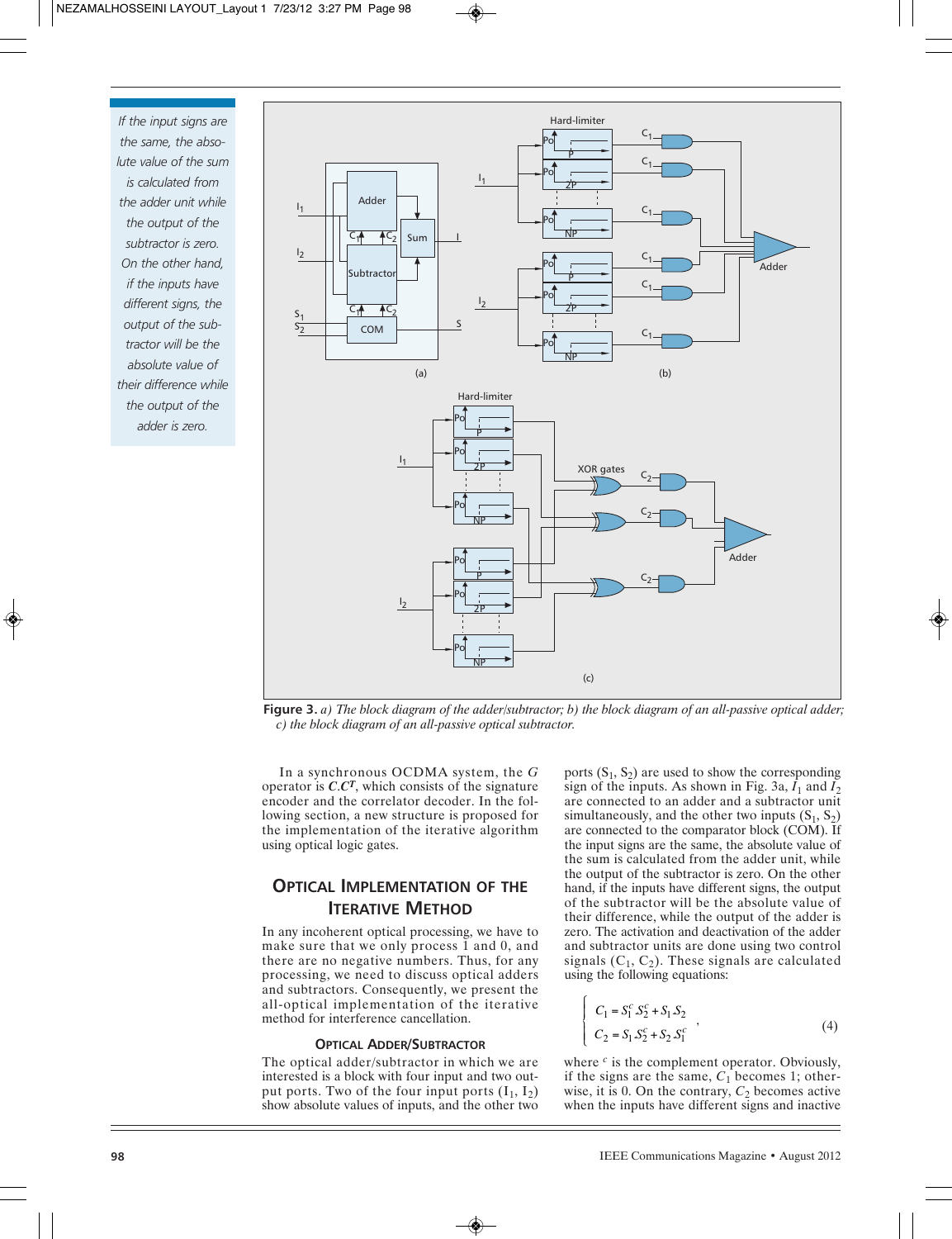If the input signs are the same, the absolute value of the sum is calculated from the adder unit while the output of the subtractor is zero. On the other hand, if the inputs have different signs, the output of the subtractor will be the absolute value of their difference while the output of the adder is zero.

**Figure 3.** *a) The block diagram of the adder/subtractor; b) the block diagram of an all-passive optical adder; c) the block diagram of an all-passive optical subtractor.*

In a synchronous OCDMA system, the $G$ operator is $\boldsymbol{C}.\boldsymbol{C}^T$, which consists of the signature encoder and the correlator decoder. In the following section, a new structure is proposed for the implementation of the iterative algorithm using optical logic gates.

## Optical Implementation of the Iterative Method

In any incoherent optical processing, we have to make sure that we only process 1 and 0, and there are no negative numbers. Thus, for any processing, we need to discuss optical adders and subtractors. Consequently, we present the all-optical implementation of the iterative method for interference cancellation.

### Optical Adder/Subtractor

The optical adder/subtractor in which we are interested is a block with four input and two output ports. Two of the four input ports ($I_1$, $I_2$) show absolute values of inputs, and the other two ports ($S_1$, $S_2$) are used to show the corresponding sign of the inputs. As shown in Fig. 3a, $I_1$ and $I_2$ are connected to an adder and a subtractor unit simultaneously, and the other two inputs ($S_1$, $S_2$) are connected to the comparator block (COM). If the input signs are the same, the absolute value of the sum is calculated from the adder unit, while the output of the subtractor is zero. On the other hand, if the inputs have different signs, the output of the subtractor will be the absolute value of their difference, while the output of the adder is zero. The activation and deactivation of the adder and subtractor units are done using two control signals ($C_1$, $C_2$). These signals are calculated using the following equations:

$$\begin{cases} C_1 = S_1^c\, S_2^c + S_1 S_2 \\ C_2 = S_1 S_2^c + S_2 S_1^c \end{cases}, \tag{4}$$

where $^c$ is the complement operator. Obviously, if the signs are the same, $C_1$ becomes 1; otherwise, it is 0. On the contrary, $C_2$ becomes active when the inputs have different signs and inactive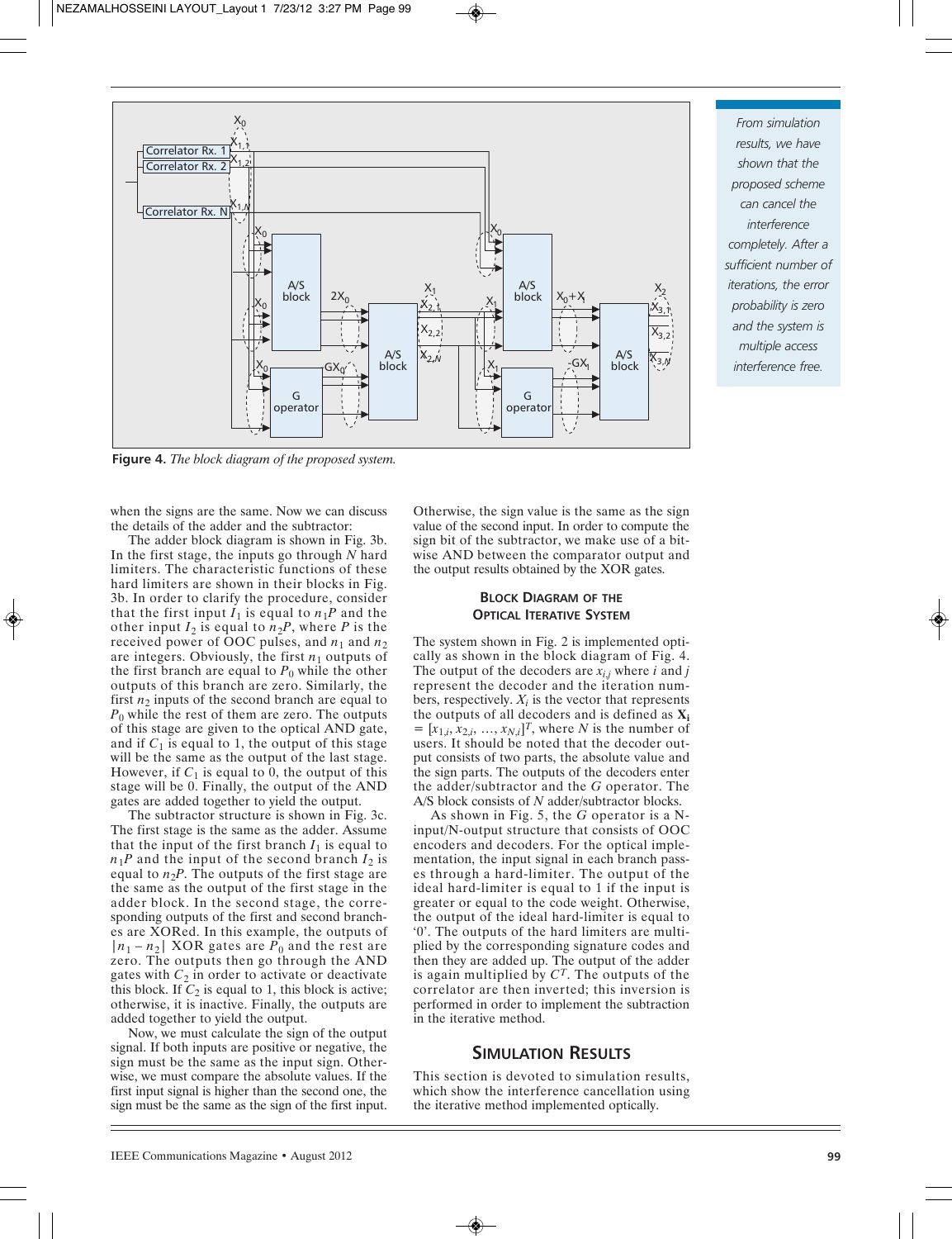**Figure 4.** *The block diagram of the proposed system.*

*From simulation results, we have shown that the proposed scheme can cancel the interference completely. After a sufficient number of iterations, the error probability is zero and the system is multiple access interference free.*

when the signs are the same. Now we can discuss the details of the adder and the subtractor:

The adder block diagram is shown in Fig. 3b. In the first stage, the inputs go through $N$ hard limiters. The characteristic functions of these hard limiters are shown in their blocks in Fig. 3b. In order to clarify the procedure, consider that the first input $I_1$ is equal to $n_1P$ and the other input $I_2$ is equal to $n_2P$, where $P$ is the received power of OOC pulses, and $n_1$ and $n_2$ are integers. Obviously, the first $n_1$ outputs of the first branch are equal to $P_0$ while the other outputs of this branch are zero. Similarly, the first $n_2$ inputs of the second branch are equal to $P_0$ while the rest of them are zero. The outputs of this stage are given to the optical AND gate, and if $C_1$ is equal to 1, the output of this stage will be the same as the output of the last stage. However, if $C_1$ is equal to 0, the output of this stage will be 0. Finally, the output of the AND gates are added together to yield the output.

The subtractor structure is shown in Fig. 3c. The first stage is the same as the adder. Assume that the input of the first branch $I_1$ is equal to $n_1P$ and the input of the second branch $I_2$ is equal to $n_2P$. The outputs of the first stage are the same as the output of the first stage in the adder block. In the second stage, the corresponding outputs of the first and second branches are XORed. In this example, the outputs of $|n_1 - n_2|$ XOR gates are $P_0$ and the rest are zero. The outputs then go through the AND gates with $C_2$ in order to activate or deactivate this block. If $C_2$ is equal to 1, this block is active; otherwise, it is inactive. Finally, the outputs are added together to yield the output.

Now, we must calculate the sign of the output signal. If both inputs are positive or negative, the sign must be the same as the input sign. Otherwise, we must compare the absolute values. If the first input signal is higher than the second one, the sign must be the same as the sign of the first input. Otherwise, the sign value is the same as the sign value of the second input. In order to compute the sign bit of the subtractor, we make use of a bitwise AND between the comparator output and the output results obtained by the XOR gates.

### Block Diagram of the Optical Iterative System

The system shown in Fig. 2 is implemented optically as shown in the block diagram of Fig. 4. The output of the decoders are $x_{i,j}$ where $i$ and $j$ represent the decoder and the iteration numbers, respectively. $X_i$ is the vector that represents the outputs of all decoders and is defined as $\mathbf{X_i} = [x_{1,i}, x_{2,i}, \ldots, x_{N,i}]^T$, where $N$ is the number of users. It should be noted that the decoder output consists of two parts, the absolute value and the sign parts. The outputs of the decoders enter the adder/subtractor and the $G$ operator. The A/S block consists of $N$ adder/subtractor blocks.

As shown in Fig. 5, the $G$ operator is a N-input/N-output structure that consists of OOC encoders and decoders. For the optical implementation, the input signal in each branch passes through a hard-limiter. The output of the ideal hard-limiter is equal to 1 if the input is greater or equal to the code weight. Otherwise, the output of the ideal hard-limiter is equal to '0'. The outputs of the hard limiters are multiplied by the corresponding signature codes and then they are added up. The output of the adder is again multiplied by $C^T$. The outputs of the correlator are then inverted; this inversion is performed in order to implement the subtraction in the iterative method.

## Simulation Results

This section is devoted to simulation results, which show the interference cancellation using the iterative method implemented optically.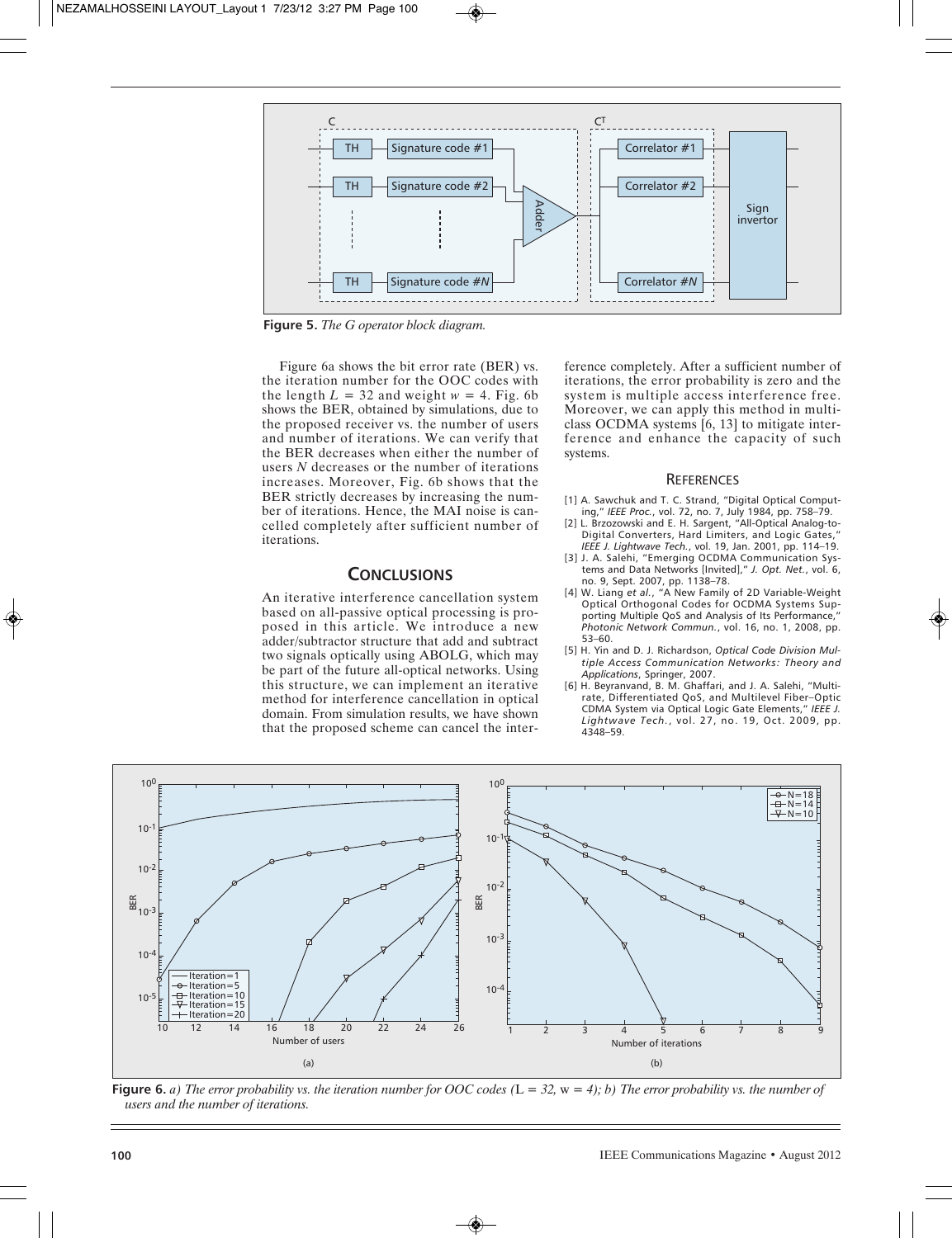Figure 5. *The G operator block diagram.*

Figure 6a shows the bit error rate (BER) vs. the iteration number for the OOC codes with the length $L = 32$ and weight $w = 4$. Fig. 6b shows the BER, obtained by simulations, due to the proposed receiver vs. the number of users and number of iterations. We can verify that the BER decreases when either the number of users $N$ decreases or the number of iterations increases. Moreover, Fig. 6b shows that the BER strictly decreases by increasing the number of iterations. Hence, the MAI noise is cancelled completely after sufficient number of iterations.

## Conclusions

An iterative interference cancellation system based on all-passive optical processing is proposed in this article. We introduce a new adder/subtractor structure that add and subtract two signals optically using ABOLG, which may be part of the future all-optical networks. Using this structure, we can implement an iterative method for interference cancellation in optical domain. From simulation results, we have shown that the proposed scheme can cancel the interference completely. After a sufficient number of iterations, the error probability is zero and the system is multiple access interference free. Moreover, we can apply this method in multiclass OCDMA systems [6, 13] to mitigate interference and enhance the capacity of such systems.

### References

[1] A. Sawchuk and T. C. Strand, "Digital Optical Computing," *IEEE Proc.*, vol. 72, no. 7, July 1984, pp. 758–79.

[2] L. Brzozowski and E. H. Sargent, "All-Optical Analog-to-Digital Converters, Hard Limiters, and Logic Gates," *IEEE J. Lightwave Tech.*, vol. 19, Jan. 2001, pp. 114–19.

[3] J. A. Salehi, "Emerging OCDMA Communication Systems and Data Networks [Invited]," *J. Opt. Net.*, vol. 6, no. 9, Sept. 2007, pp. 1138–78.

[4] W. Liang *et al.*, "A New Family of 2D Variable-Weight Optical Orthogonal Codes for OCDMA Systems Supporting Multiple QoS and Analysis of Its Performance," *Photonic Network Commun.*, vol. 16, no. 1, 2008, pp. 53–60.

[5] H. Yin and D. J. Richardson, *Optical Code Division Multiple Access Communication Networks: Theory and Applications*, Springer, 2007.

[6] H. Beyranvand, B. M. Ghaffari, and J. A. Salehi, "Multirate, Differentiated QoS, and Multilevel Fiber–Optic CDMA System via Optical Logic Gate Elements," *IEEE J. Lightwave Tech.*, vol. 27, no. 19, Oct. 2009, pp. 4348–59.

Figure 6. *a) The error probability vs. the iteration number for OOC codes (L = 32, w = 4); b) The error probability vs. the number of users and the number of iterations.*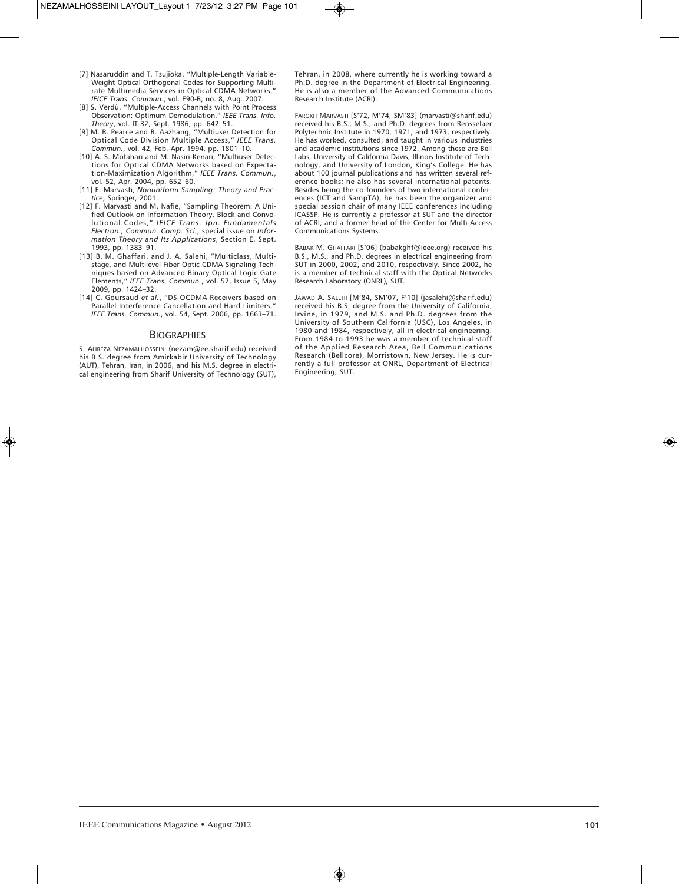[7] Nasaruddin and T. Tsujioka, "Multiple-Length Variable-Weight Optical Orthogonal Codes for Supporting Multirate Multimedia Services in Optical CDMA Networks," *IEICE Trans. Commun.*, vol. E90-B, no. 8, Aug. 2007.

[8] S. Verdù, "Multiple-Access Channels with Point Process Observation: Optimum Demodulation," *IEEE Trans. Info. Theory*, vol. IT-32, Sept. 1986, pp. 642–51.

[9] M. B. Pearce and B. Aazhang, "Multiuser Detection for Optical Code Division Multiple Access," *IEEE Trans. Commun.*, vol. 42, Feb.-Apr. 1994, pp. 1801–10.

[10] A. S. Motahari and M. Nasiri-Kenari, "Multiuser Detections for Optical CDMA Networks based on Expectation-Maximization Algorithm," *IEEE Trans. Commun.*, vol. 52, Apr. 2004, pp. 652–60.

[11] F. Marvasti, *Nonuniform Sampling: Theory and Practice*, Springer, 2001.

[12] F. Marvasti and M. Nafie, "Sampling Theorem: A Unified Outlook on Information Theory, Block and Convolutional Codes," *IEICE Trans. Jpn. Fundamentals Electron., Commun. Comp. Sci.*, special issue on *Information Theory and Its Applications*, Section E, Sept. 1993, pp. 1383–91.

[13] B. M. Ghaffari, and J. A. Salehi, "Multiclass, Multistage, and Multilevel Fiber-Optic CDMA Signaling Techniques based on Advanced Binary Optical Logic Gate Elements," *IEEE Trans. Commun.*, vol. 57, Issue 5, May 2009, pp. 1424–32.

[14] C. Goursaud *et al.*, "DS-OCDMA Receivers based on Parallel Interference Cancellation and Hard Limiters," *IEEE Trans. Commun.*, vol. 54, Sept. 2006, pp. 1663–71.

## Biographies

S. Alireza Nezamalhosseini (nezam@ee.sharif.edu) received his B.S. degree from Amirkabir University of Technology (AUT), Tehran, Iran, in 2006, and his M.S. degree in electrical engineering from Sharif University of Technology (SUT), Tehran, in 2008, where currently he is working toward a Ph.D. degree in the Department of Electrical Engineering. He is also a member of the Advanced Communications Research Institute (ACRI).

Farokh Marvasti [S'72, M'74, SM'83] (marvasti@sharif.edu) received his B.S., M.S., and Ph.D. degrees from Rensselaer Polytechnic Institute in 1970, 1971, and 1973, respectively. He has worked, consulted, and taught in various industries and academic institutions since 1972. Among these are Bell Labs, University of California Davis, Illinois Institute of Technology, and University of London, King's College. He has about 100 journal publications and has written several reference books; he also has several international patents. Besides being the co-founders of two international conferences (ICT and SampTA), he has been the organizer and special session chair of many IEEE conferences including ICASSP. He is currently a professor at SUT and the director of ACRI, and a former head of the Center for Multi-Access Communications Systems.

Babak M. Ghaffari [S'06] (babakghf@ieee.org) received his B.S., M.S., and Ph.D. degrees in electrical engineering from SUT in 2000, 2002, and 2010, respectively. Since 2002, he is a member of technical staff with the Optical Networks Research Laboratory (ONRL), SUT.

Jawad A. Salehi [M'84, SM'07, F'10] (jasalehi@sharif.edu) received his B.S. degree from the University of California, Irvine, in 1979, and M.S. and Ph.D. degrees from the University of Southern California (USC), Los Angeles, in 1980 and 1984, respectively, all in electrical engineering. From 1984 to 1993 he was a member of technical staff of the Applied Research Area, Bell Communications Research (Bellcore), Morristown, New Jersey. He is currently a full professor at ONRL, Department of Electrical Engineering, SUT.